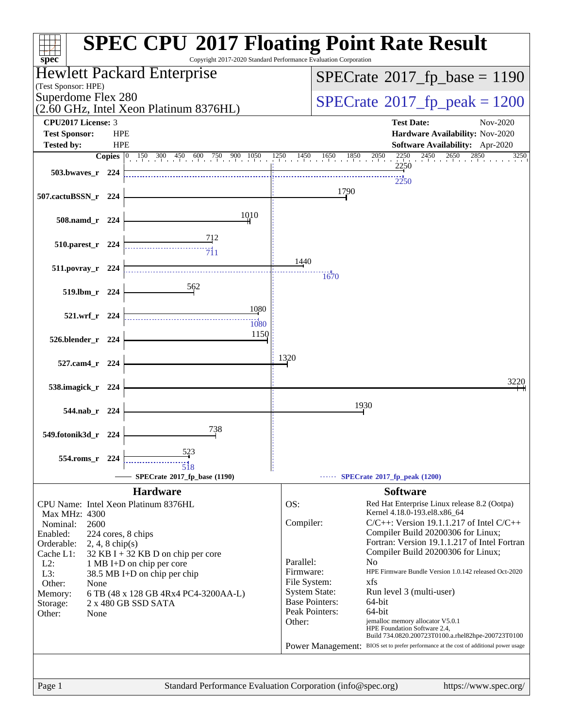# SPEC CPU 2017 Floating Point Rate Result

Copyright 2017-2020 Standard Performance Evaluation Corporation

**Hewlett Packard Enterprise**
(Test Sponsor: HPE)
Superdome Flex 280
(2.60 GHz, Intel Xeon Platinum 8376HL)

**SPECrate 2017_fp_base = 1190**

**SPECrate 2017_fp_peak = 1200**

| | | | |
|---|---|---|---|
| **CPU2017 License:** | 3 | **Test Date:** | Nov-2020 |
| **Test Sponsor:** | HPE | **Hardware Availability:** | Nov-2020 |
| **Tested by:** | HPE | **Software Availability:** | Apr-2020 |

| Benchmark | Copies | Base | Peak |
|---|---|---|---|
| 503.bwaves_r | 224 | 2250 | 2250 |
| 507.cactuBSSN_r | 224 | 1790 | |
| 508.namd_r | 224 | 1010 | |
| 510.parest_r | 224 | 712 | 711 |
| 511.povray_r | 224 | 1440 | 1670 |
| 519.lbm_r | 224 | 562 | |
| 521.wrf_r | 224 | 1080 | 1080 |
| 526.blender_r | 224 | 1150 | |
| 527.cam4_r | 224 | 1320 | |
| 538.imagick_r | 224 | 3220 | |
| 544.nab_r | 224 | 1930 | |
| 549.fotonik3d_r | 224 | 738 | |
| 554.roms_r | 224 | 523 | 518 |

SPECrate 2017_fp_base (1190) — SPECrate 2017_fp_peak (1200)

## Hardware

| | |
|---|---|
| CPU Name: | Intel Xeon Platinum 8376HL |
| Max MHz: | 4300 |
| Nominal: | 2600 |
| Enabled: | 224 cores, 8 chips |
| Orderable: | 2, 4, 8 chip(s) |
| Cache L1: | 32 KB I + 32 KB D on chip per core |
| L2: | 1 MB I+D on chip per core |
| L3: | 38.5 MB I+D on chip per chip |
| Other: | None |
| Memory: | 6 TB (48 x 128 GB 4Rx4 PC4-3200AA-L) |
| Storage: | 2 x 480 GB SSD SATA |
| Other: | None |

## Software

| | |
|---|---|
| OS: | Red Hat Enterprise Linux release 8.2 (Ootpa) Kernel 4.18.0-193.el8.x86_64 |
| Compiler: | C/C++: Version 19.1.1.217 of Intel C/C++ Compiler Build 20200306 for Linux; Fortran: Version 19.1.1.217 of Intel Fortran Compiler Build 20200306 for Linux; |
| Parallel: | No |
| Firmware: | HPE Firmware Bundle Version 1.0.142 released Oct-2020 |
| File System: | xfs |
| System State: | Run level 3 (multi-user) |
| Base Pointers: | 64-bit |
| Peak Pointers: | 64-bit |
| Other: | jemalloc memory allocator V5.0.1 HPE Foundation Software 2.4, Build 734.0820.200723T0100.a.rhel82hpe-200723T0100 |
| Power Management: | BIOS set to prefer performance at the cost of additional power usage |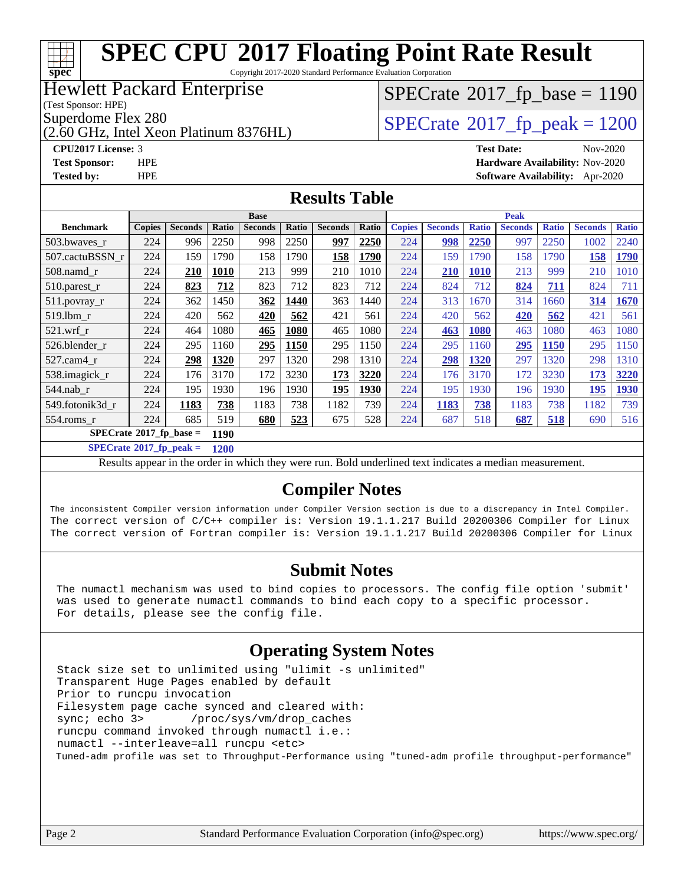# SPEC CPU 2017 Floating Point Rate Result

Copyright 2017-2020 Standard Performance Evaluation Corporation

**Hewlett Packard Enterprise**
(Test Sponsor: HPE)
Superdome Flex 280
(2.60 GHz, Intel Xeon Platinum 8376HL)

**SPECrate 2017_fp_base = 1190**

**SPECrate 2017_fp_peak = 1200**

**CPU2017 License:** 3
**Test Sponsor:** HPE
**Tested by:** HPE

**Test Date:** Nov-2020
**Hardware Availability:** Nov-2020
**Software Availability:** Apr-2020

## Results Table

| Benchmark | Base | | | | | | | Peak | | | | | | |
|---|---|---|---|---|---|---|---|---|---|---|---|---|---|---|
| | Copies | Seconds | Ratio | Seconds | Ratio | Seconds | Ratio | Copies | Seconds | Ratio | Seconds | Ratio | Seconds | Ratio |
| 503.bwaves_r | 224 | 996 | 2250 | 998 | 2250 | **997** | **2250** | 224 | **998** | **2250** | 997 | 2250 | 1002 | 2240 |
| 507.cactuBSSN_r | 224 | 159 | 1790 | 158 | 1790 | **158** | **1790** | 224 | 159 | 1790 | 158 | 1790 | **158** | **1790** |
| 508.namd_r | 224 | **210** | **1010** | 213 | 999 | 210 | 1010 | 224 | **210** | **1010** | 213 | 999 | 210 | 1010 |
| 510.parest_r | 224 | **823** | **712** | 823 | 712 | 823 | 712 | 224 | 824 | 712 | **824** | **711** | 824 | 711 |
| 511.povray_r | 224 | 362 | 1450 | **362** | **1440** | 363 | 1440 | 224 | 313 | 1670 | 314 | 1660 | **314** | **1670** |
| 519.lbm_r | 224 | 420 | 562 | **420** | **562** | 421 | 561 | 224 | 420 | 562 | **420** | **562** | 421 | 561 |
| 521.wrf_r | 224 | 464 | 1080 | **465** | **1080** | 465 | 1080 | 224 | **463** | **1080** | 463 | 1080 | 463 | 1080 |
| 526.blender_r | 224 | 295 | 1160 | **295** | **1150** | 295 | 1150 | 224 | 295 | 1160 | **295** | **1150** | 295 | 1150 |
| 527.cam4_r | 224 | **298** | **1320** | 297 | 1320 | 298 | 1310 | 224 | **298** | **1320** | 297 | 1320 | 298 | 1310 |
| 538.imagick_r | 224 | 176 | 3170 | 172 | 3230 | **173** | **3220** | 224 | 176 | 3170 | 172 | 3230 | **173** | **3220** |
| 544.nab_r | 224 | 195 | 1930 | 196 | 1930 | **195** | **1930** | 224 | 195 | 1930 | 196 | 1930 | **195** | **1930** |
| 549.fotonik3d_r | 224 | **1183** | **738** | 1183 | 738 | 1182 | 739 | 224 | **1183** | **738** | 1183 | 738 | 1182 | 739 |
| 554.roms_r | 224 | 685 | 519 | **680** | **523** | 675 | 528 | 224 | 687 | 518 | **687** | **518** | 690 | 516 |

**SPECrate 2017_fp_base = 1190**

**SPECrate 2017_fp_peak = 1200**

Results appear in the order in which they were run. Bold underlined text indicates a median measurement.

## Compiler Notes

```
The inconsistent Compiler version information under Compiler Version section is due to a discrepancy in Intel Compiler.
The correct version of C/C++ compiler is: Version 19.1.1.217 Build 20200306 Compiler for Linux
The correct version of Fortran compiler is: Version 19.1.1.217 Build 20200306 Compiler for Linux
```

## Submit Notes

```
The numactl mechanism was used to bind copies to processors. The config file option 'submit'
was used to generate numactl commands to bind each copy to a specific processor.
For details, please see the config file.
```

## Operating System Notes

```
Stack size set to unlimited using "ulimit -s unlimited"
Transparent Huge Pages enabled by default
Prior to runcpu invocation
Filesystem page cache synced and cleared with:
sync; echo 3>       /proc/sys/vm/drop_caches
runcpu command invoked through numactl i.e.:
numactl --interleave=all runcpu <etc>
Tuned-adm profile was set to Throughput-Performance using "tuned-adm profile throughput-performance"
```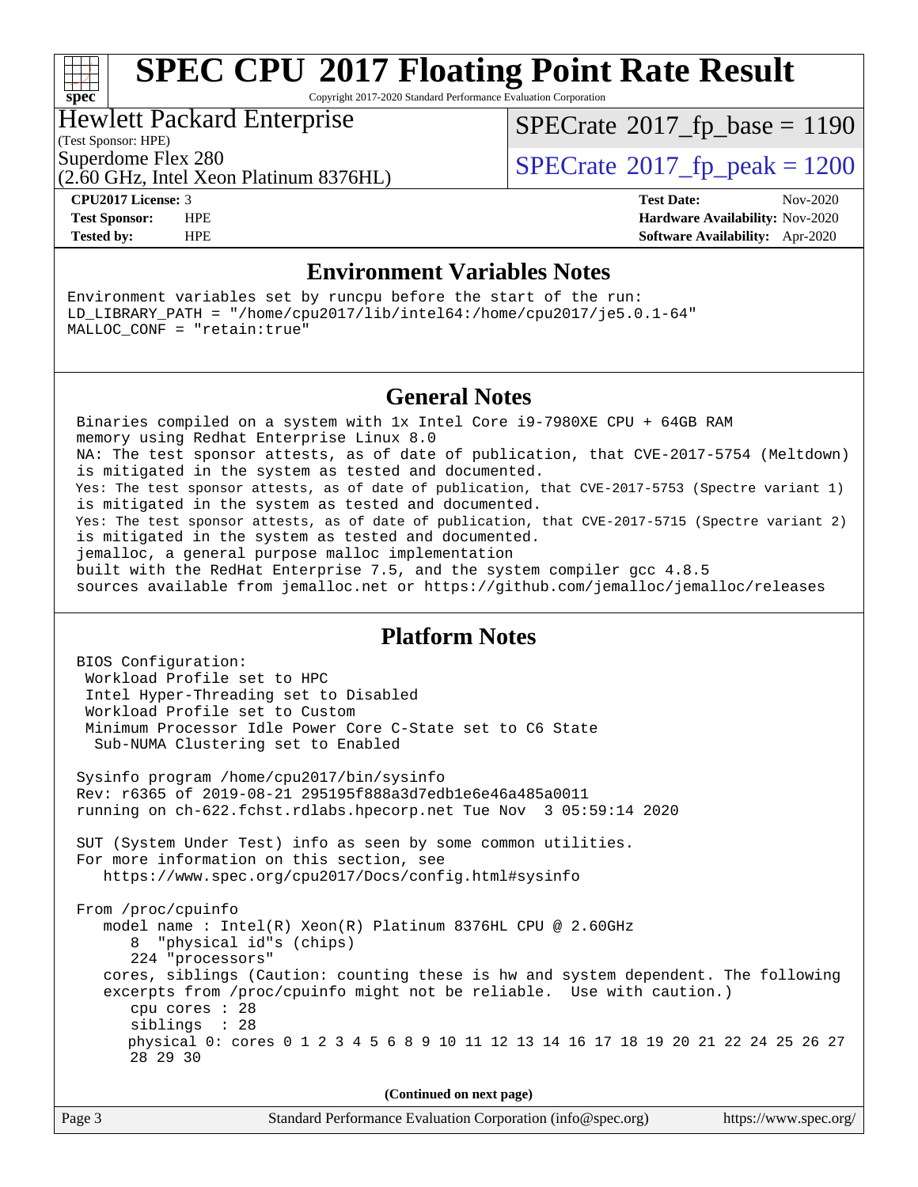# SPEC CPU 2017 Floating Point Rate Result

Copyright 2017-2020 Standard Performance Evaluation Corporation

**Hewlett Packard Enterprise**
(Test Sponsor: HPE)
Superdome Flex 280
(2.60 GHz, Intel Xeon Platinum 8376HL)

SPECrate 2017_fp_base = 1190

SPECrate 2017_fp_peak = 1200

**CPU2017 License:** 3
**Test Sponsor:** HPE
**Tested by:** HPE

**Test Date:** Nov-2020
**Hardware Availability:** Nov-2020
**Software Availability:** Apr-2020

## Environment Variables Notes

```
Environment variables set by runcpu before the start of the run:
LD_LIBRARY_PATH = "/home/cpu2017/lib/intel64:/home/cpu2017/je5.0.1-64"
MALLOC_CONF = "retain:true"
```

## General Notes

```
Binaries compiled on a system with 1x Intel Core i9-7980XE CPU + 64GB RAM
memory using Redhat Enterprise Linux 8.0
NA: The test sponsor attests, as of date of publication, that CVE-2017-5754 (Meltdown)
is mitigated in the system as tested and documented.
Yes: The test sponsor attests, as of date of publication, that CVE-2017-5753 (Spectre variant 1)
is mitigated in the system as tested and documented.
Yes: The test sponsor attests, as of date of publication, that CVE-2017-5715 (Spectre variant 2)
is mitigated in the system as tested and documented.
jemalloc, a general purpose malloc implementation
built with the RedHat Enterprise 7.5, and the system compiler gcc 4.8.5
sources available from jemalloc.net or https://github.com/jemalloc/jemalloc/releases
```

## Platform Notes

```
BIOS Configuration:
 Workload Profile set to HPC
 Intel Hyper-Threading set to Disabled
 Workload Profile set to Custom
 Minimum Processor Idle Power Core C-State set to C6 State
  Sub-NUMA Clustering set to Enabled

Sysinfo program /home/cpu2017/bin/sysinfo
Rev: r6365 of 2019-08-21 295195f888a3d7edb1e6e46a485a0011
running on ch-622.fchst.rdlabs.hpecorp.net Tue Nov  3 05:59:14 2020

SUT (System Under Test) info as seen by some common utilities.
For more information on this section, see
   https://www.spec.org/cpu2017/Docs/config.html#sysinfo

From /proc/cpuinfo
   model name : Intel(R) Xeon(R) Platinum 8376HL CPU @ 2.60GHz
      8  "physical id"s (chips)
      224 "processors"
   cores, siblings (Caution: counting these is hw and system dependent. The following
   excerpts from /proc/cpuinfo might not be reliable.  Use with caution.)
      cpu cores : 28
      siblings  : 28
      physical 0: cores 0 1 2 3 4 5 6 8 9 10 11 12 13 14 16 17 18 19 20 21 22 24 25 26 27
      28 29 30
```

(Continued on next page)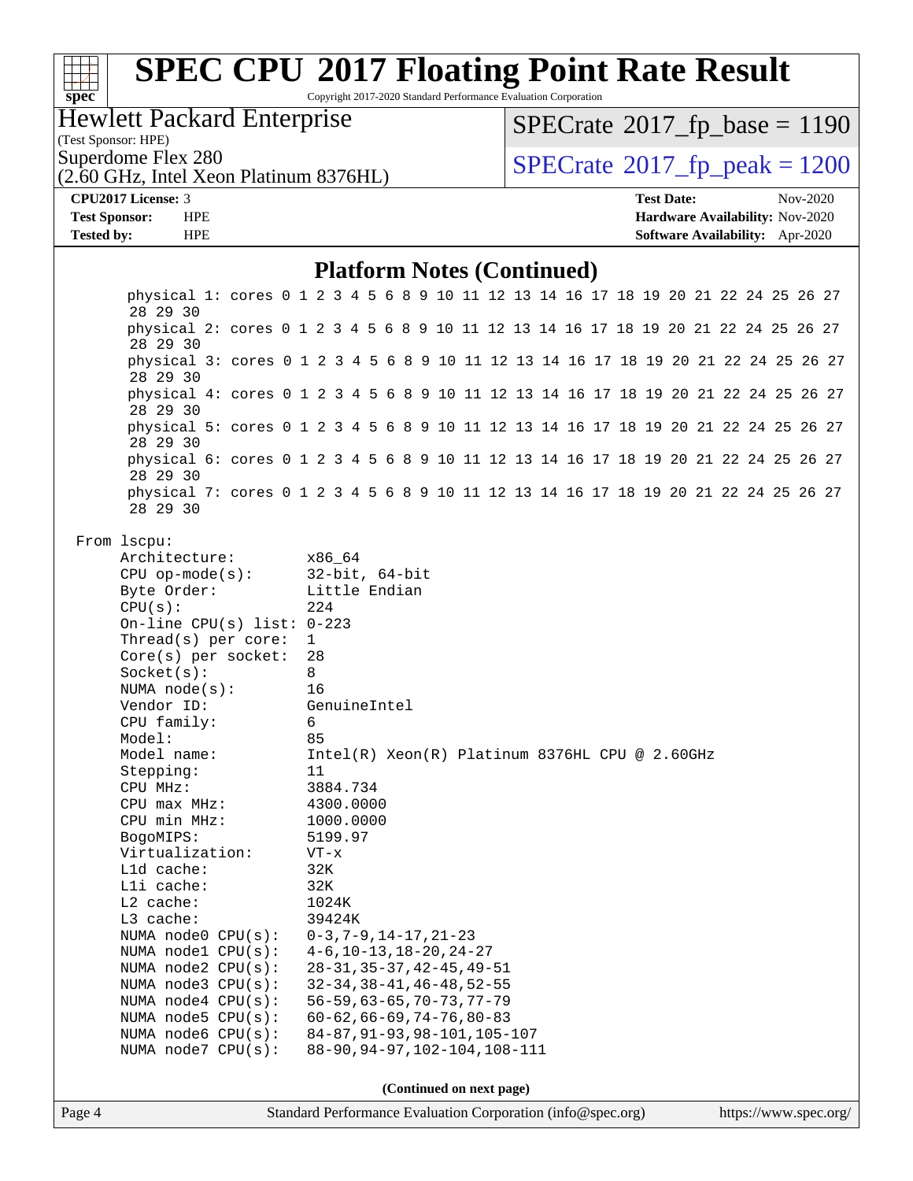## Platform Notes (Continued)

```
physical 1: cores 0 1 2 3 4 5 6 8 9 10 11 12 13 14 16 17 18 19 20 21 22 24 25 26 27
28 29 30
physical 2: cores 0 1 2 3 4 5 6 8 9 10 11 12 13 14 16 17 18 19 20 21 22 24 25 26 27
28 29 30
physical 3: cores 0 1 2 3 4 5 6 8 9 10 11 12 13 14 16 17 18 19 20 21 22 24 25 26 27
28 29 30
physical 4: cores 0 1 2 3 4 5 6 8 9 10 11 12 13 14 16 17 18 19 20 21 22 24 25 26 27
28 29 30
physical 5: cores 0 1 2 3 4 5 6 8 9 10 11 12 13 14 16 17 18 19 20 21 22 24 25 26 27
28 29 30
physical 6: cores 0 1 2 3 4 5 6 8 9 10 11 12 13 14 16 17 18 19 20 21 22 24 25 26 27
28 29 30
physical 7: cores 0 1 2 3 4 5 6 8 9 10 11 12 13 14 16 17 18 19 20 21 22 24 25 26 27
28 29 30
```

```
From lscpu:
     Architecture:         x86_64
     CPU op-mode(s):       32-bit, 64-bit
     Byte Order:           Little Endian
     CPU(s):               224
     On-line CPU(s) list:  0-223
     Thread(s) per core:   1
     Core(s) per socket:   28
     Socket(s):            8
     NUMA node(s):         16
     Vendor ID:            GenuineIntel
     CPU family:           6
     Model:                85
     Model name:           Intel(R) Xeon(R) Platinum 8376HL CPU @ 2.60GHz
     Stepping:             11
     CPU MHz:              3884.734
     CPU max MHz:          4300.0000
     CPU min MHz:          1000.0000
     BogoMIPS:             5199.97
     Virtualization:       VT-x
     L1d cache:            32K
     L1i cache:            32K
     L2 cache:             1024K
     L3 cache:             39424K
     NUMA node0 CPU(s):    0-3,7-9,14-17,21-23
     NUMA node1 CPU(s):    4-6,10-13,18-20,24-27
     NUMA node2 CPU(s):    28-31,35-37,42-45,49-51
     NUMA node3 CPU(s):    32-34,38-41,46-48,52-55
     NUMA node4 CPU(s):    56-59,63-65,70-73,77-79
     NUMA node5 CPU(s):    60-62,66-69,74-76,80-83
     NUMA node6 CPU(s):    84-87,91-93,98-101,105-107
     NUMA node7 CPU(s):    88-90,94-97,102-104,108-111
```

**(Continued on next page)**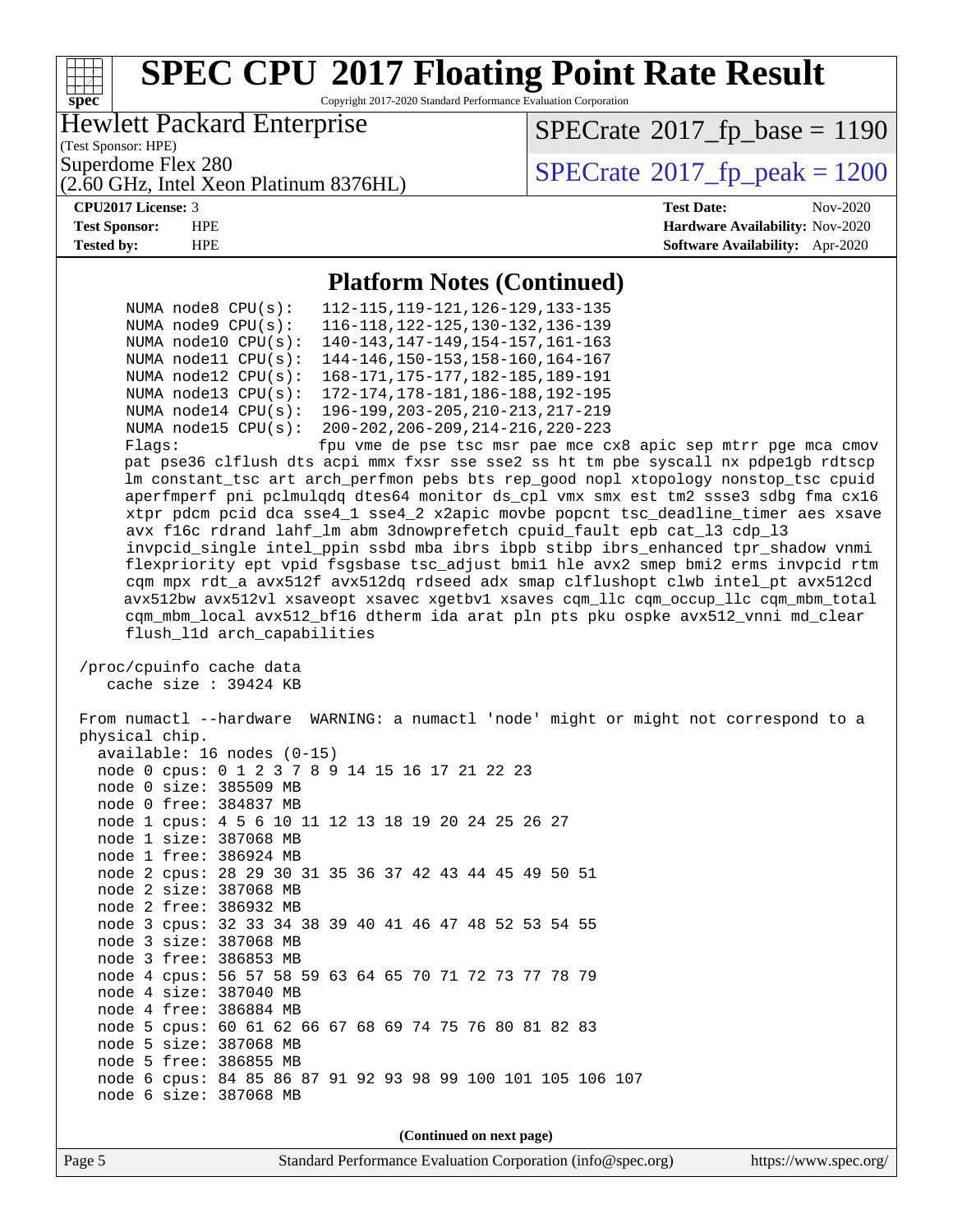## Platform Notes (Continued)

```
      NUMA node8 CPU(s):    112-115,119-121,126-129,133-135
      NUMA node9 CPU(s):    116-118,122-125,130-132,136-139
      NUMA node10 CPU(s):   140-143,147-149,154-157,161-163
      NUMA node11 CPU(s):   144-146,150-153,158-160,164-167
      NUMA node12 CPU(s):   168-171,175-177,182-185,189-191
      NUMA node13 CPU(s):   172-174,178-181,186-188,192-195
      NUMA node14 CPU(s):   196-199,203-205,210-213,217-219
      NUMA node15 CPU(s):   200-202,206-209,214-216,220-223
      Flags:                fpu vme de pse tsc msr pae mce cx8 apic sep mtrr pge mca cmov
      pat pse36 clflush dts acpi mmx fxsr sse sse2 ss ht tm pbe syscall nx pdpe1gb rdtscp
      lm constant_tsc art arch_perfmon pebs bts rep_good nopl xtopology nonstop_tsc cpuid
      aperfmperf pni pclmulqdq dtes64 monitor ds_cpl vmx smx est tm2 ssse3 sdbg fma cx16
      xtpr pdcm pcid dca sse4_1 sse4_2 x2apic movbe popcnt tsc_deadline_timer aes xsave
      avx f16c rdrand lahf_lm abm 3dnowprefetch cpuid_fault epb cat_l3 cdp_l3
      invpcid_single intel_ppin ssbd mba ibrs ibpb stibp ibrs_enhanced tpr_shadow vnmi
      flexpriority ept vpid fsgsbase tsc_adjust bmi1 hle avx2 smep bmi2 erms invpcid rtm
      cqm mpx rdt_a avx512f avx512dq rdseed adx smap clflushopt clwb intel_pt avx512cd
      avx512bw avx512vl xsaveopt xsavec xgetbv1 xsaves cqm_llc cqm_occup_llc cqm_mbm_total
      cqm_mbm_local avx512_bf16 dtherm ida arat pln pts pku ospke avx512_vnni md_clear
      flush_l1d arch_capabilities

 /proc/cpuinfo cache data
    cache size : 39424 KB

 From numactl --hardware  WARNING: a numactl 'node' might or might not correspond to a
 physical chip.
   available: 16 nodes (0-15)
   node 0 cpus: 0 1 2 3 7 8 9 14 15 16 17 21 22 23
   node 0 size: 385509 MB
   node 0 free: 384837 MB
   node 1 cpus: 4 5 6 10 11 12 13 18 19 20 24 25 26 27
   node 1 size: 387068 MB
   node 1 free: 386924 MB
   node 2 cpus: 28 29 30 31 35 36 37 42 43 44 45 49 50 51
   node 2 size: 387068 MB
   node 2 free: 386932 MB
   node 3 cpus: 32 33 34 38 39 40 41 46 47 48 52 53 54 55
   node 3 size: 387068 MB
   node 3 free: 386853 MB
   node 4 cpus: 56 57 58 59 63 64 65 70 71 72 73 77 78 79
   node 4 size: 387040 MB
   node 4 free: 386884 MB
   node 5 cpus: 60 61 62 66 67 68 69 74 75 76 80 81 82 83
   node 5 size: 387068 MB
   node 5 free: 386855 MB
   node 6 cpus: 84 85 86 87 91 92 93 98 99 100 101 105 106 107
   node 6 size: 387068 MB
```

(Continued on next page)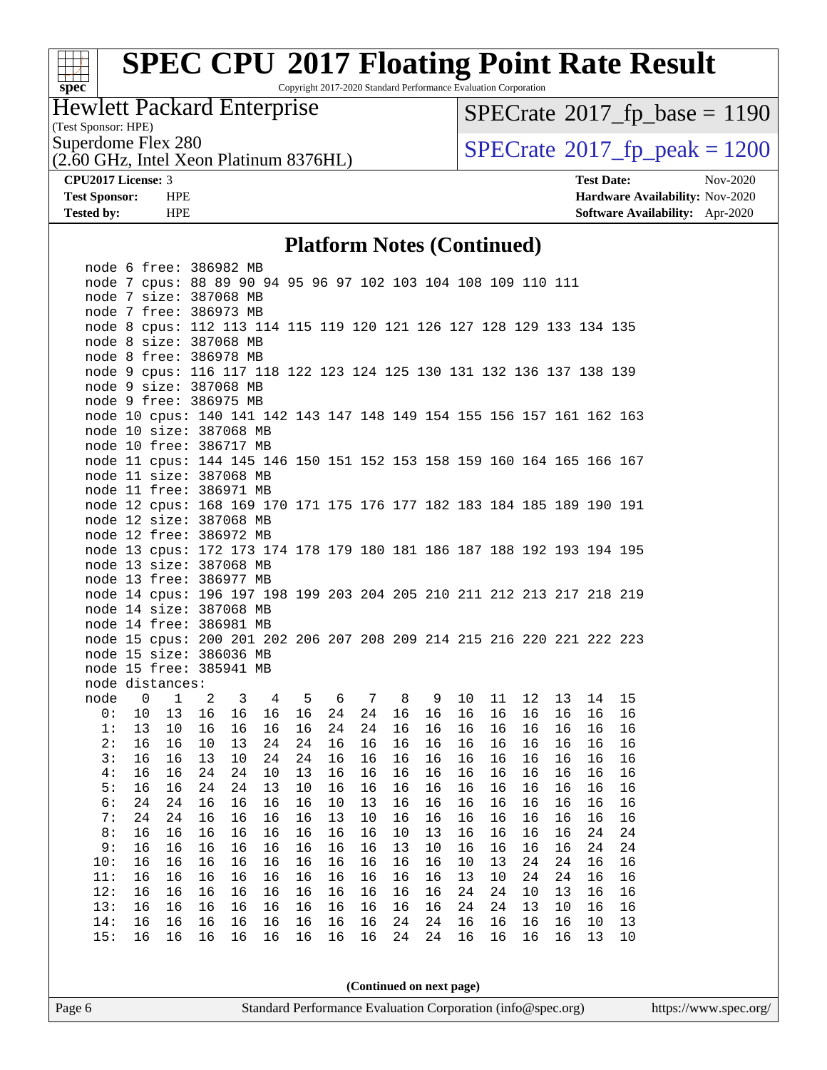# SPEC CPU 2017 Floating Point Rate Result

Copyright 2017-2020 Standard Performance Evaluation Corporation

Hewlett Packard Enterprise
(Test Sponsor: HPE)

Superdome Flex 280
(2.60 GHz, Intel Xeon Platinum 8376HL)

SPECrate 2017_fp_base = 1190

SPECrate 2017_fp_peak = 1200

**CPU2017 License:** 3
**Test Sponsor:** HPE
**Tested by:** HPE

**Test Date:** Nov-2020
**Hardware Availability:** Nov-2020
**Software Availability:** Apr-2020

## Platform Notes (Continued)

```
node 6 free: 386982 MB
node 7 cpus: 88 89 90 94 95 96 97 102 103 104 108 109 110 111
node 7 size: 387068 MB
node 7 free: 386973 MB
node 8 cpus: 112 113 114 115 119 120 121 126 127 128 129 133 134 135
node 8 size: 387068 MB
node 8 free: 386978 MB
node 9 cpus: 116 117 118 122 123 124 125 130 131 132 136 137 138 139
node 9 size: 387068 MB
node 9 free: 386975 MB
node 10 cpus: 140 141 142 143 147 148 149 154 155 156 157 161 162 163
node 10 size: 387068 MB
node 10 free: 386717 MB
node 11 cpus: 144 145 146 150 151 152 153 158 159 160 164 165 166 167
node 11 size: 387068 MB
node 11 free: 386971 MB
node 12 cpus: 168 169 170 171 175 176 177 182 183 184 185 189 190 191
node 12 size: 387068 MB
node 12 free: 386972 MB
node 13 cpus: 172 173 174 178 179 180 181 186 187 188 192 193 194 195
node 13 size: 387068 MB
node 13 free: 386977 MB
node 14 cpus: 196 197 198 199 203 204 205 210 211 212 213 217 218 219
node 14 size: 387068 MB
node 14 free: 386981 MB
node 15 cpus: 200 201 202 206 207 208 209 214 215 216 220 221 222 223
node 15 size: 386036 MB
node 15 free: 385941 MB
node distances:
node   0   1   2   3   4   5   6   7   8   9  10  11  12  13  14  15
  0:  10  13  16  16  16  16  24  24  16  16  16  16  16  16  16  16
  1:  13  10  16  16  16  16  24  24  16  16  16  16  16  16  16  16
  2:  16  16  10  13  24  24  16  16  16  16  16  16  16  16  16  16
  3:  16  16  13  10  24  24  16  16  16  16  16  16  16  16  16  16
  4:  16  16  24  24  10  13  16  16  16  16  16  16  16  16  16  16
  5:  16  16  24  24  13  10  16  16  16  16  16  16  16  16  16  16
  6:  24  24  16  16  16  16  10  13  16  16  16  16  16  16  16  16
  7:  24  24  16  16  16  16  13  10  16  16  16  16  16  16  16  16
  8:  16  16  16  16  16  16  16  16  10  13  16  16  16  16  24  24
  9:  16  16  16  16  16  16  16  16  13  10  16  16  16  16  24  24
 10:  16  16  16  16  16  16  16  16  16  16  10  13  24  24  16  16
 11:  16  16  16  16  16  16  16  16  16  16  13  10  24  24  16  16
 12:  16  16  16  16  16  16  16  16  16  16  24  24  10  13  16  16
 13:  16  16  16  16  16  16  16  16  16  16  24  24  13  10  16  16
 14:  16  16  16  16  16  16  16  16  24  24  16  16  16  16  10  13
 15:  16  16  16  16  16  16  16  16  24  24  16  16  16  16  13  10
```

(Continued on next page)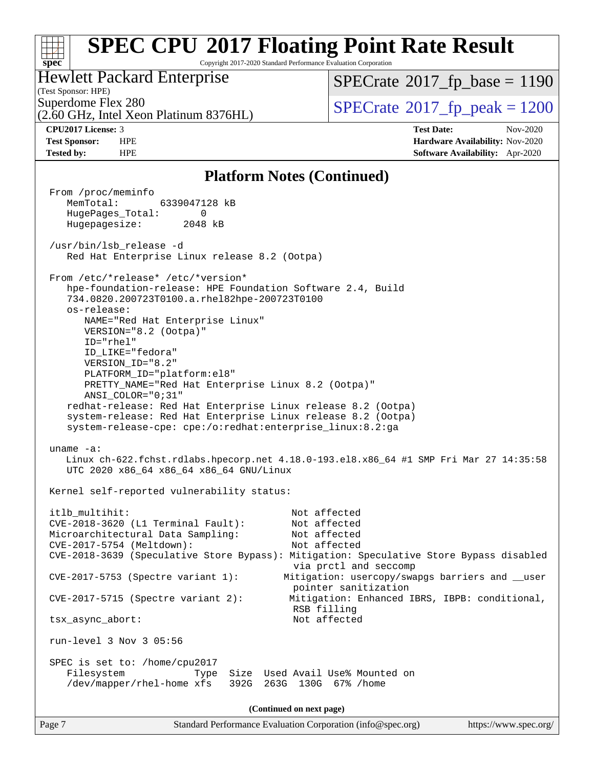# SPEC CPU 2017 Floating Point Rate Result

Copyright 2017-2020 Standard Performance Evaluation Corporation

**Hewlett Packard Enterprise**
(Test Sponsor: HPE)
Superdome Flex 280
(2.60 GHz, Intel Xeon Platinum 8376HL)

SPECrate 2017_fp_base = 1190
SPECrate 2017_fp_peak = 1200

**CPU2017 License:** 3
**Test Sponsor:** HPE
**Tested by:** HPE

**Test Date:** Nov-2020
**Hardware Availability:** Nov-2020
**Software Availability:** Apr-2020

## Platform Notes (Continued)

```
From /proc/meminfo
   MemTotal:       6339047128 kB
   HugePages_Total:       0
   Hugepagesize:       2048 kB

 /usr/bin/lsb_release -d
   Red Hat Enterprise Linux release 8.2 (Ootpa)

 From /etc/*release* /etc/*version*
   hpe-foundation-release: HPE Foundation Software 2.4, Build
   734.0820.200723T0100.a.rhel82hpe-200723T0100
   os-release:
      NAME="Red Hat Enterprise Linux"
      VERSION="8.2 (Ootpa)"
      ID="rhel"
      ID_LIKE="fedora"
      VERSION_ID="8.2"
      PLATFORM_ID="platform:el8"
      PRETTY_NAME="Red Hat Enterprise Linux 8.2 (Ootpa)"
      ANSI_COLOR="0;31"
   redhat-release: Red Hat Enterprise Linux release 8.2 (Ootpa)
   system-release: Red Hat Enterprise Linux release 8.2 (Ootpa)
   system-release-cpe: cpe:/o:redhat:enterprise_linux:8.2:ga

 uname -a:
   Linux ch-622.fchst.rdlabs.hpecorp.net 4.18.0-193.el8.x86_64 #1 SMP Fri Mar 27 14:35:58
   UTC 2020 x86_64 x86_64 x86_64 GNU/Linux

 Kernel self-reported vulnerability status:

 itlb_multihit:                              Not affected
 CVE-2018-3620 (L1 Terminal Fault):          Not affected
 Microarchitectural Data Sampling:           Not affected
 CVE-2017-5754 (Meltdown):                   Not affected
 CVE-2018-3639 (Speculative Store Bypass): Mitigation: Speculative Store Bypass disabled
                                            via prctl and seccomp
 CVE-2017-5753 (Spectre variant 1):        Mitigation: usercopy/swapgs barriers and __user
                                            pointer sanitization
 CVE-2017-5715 (Spectre variant 2):         Mitigation: Enhanced IBRS, IBPB: conditional,
                                            RSB filling
 tsx_async_abort:                            Not affected

 run-level 3 Nov 3 05:56

 SPEC is set to: /home/cpu2017
   Filesystem              Type  Size  Used Avail Use% Mounted on
   /dev/mapper/rhel-home xfs   392G  263G  130G  67% /home
```

**(Continued on next page)**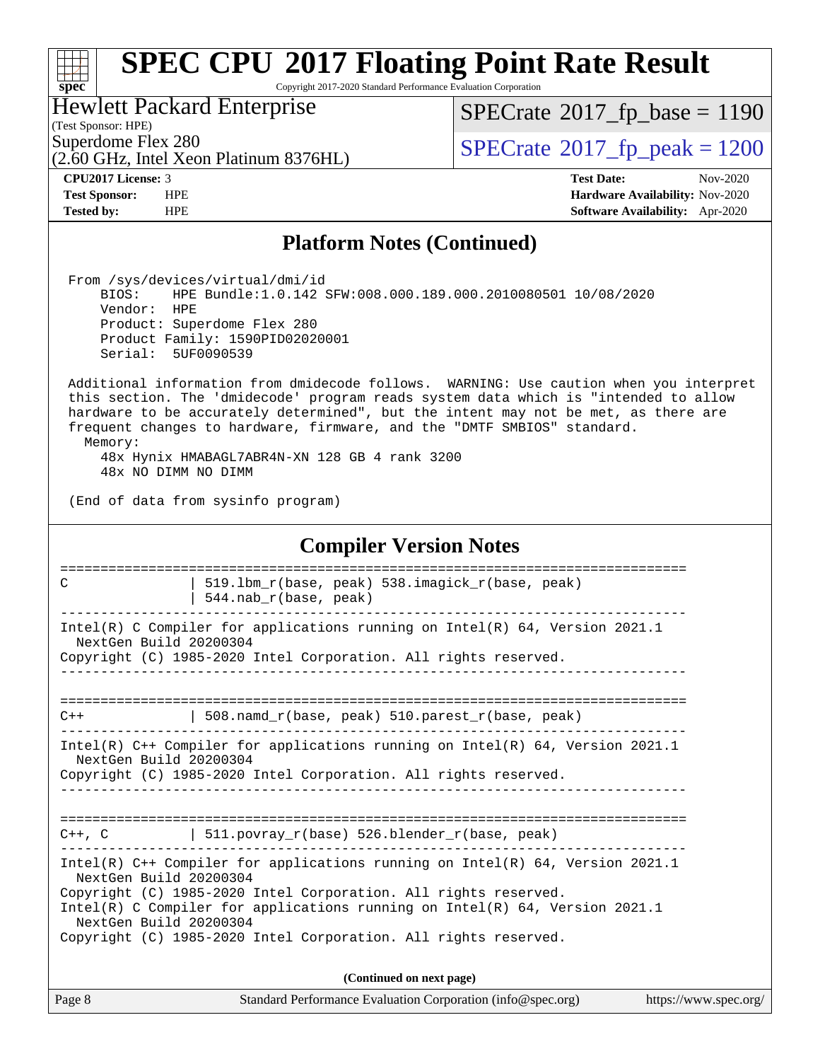## Platform Notes (Continued)

```
From /sys/devices/virtual/dmi/id
    BIOS:    HPE Bundle:1.0.142 SFW:008.000.189.000.2010080501 10/08/2020
    Vendor:  HPE
    Product: Superdome Flex 280
    Product Family: 1590PID02020001
    Serial:  5UF0090539

Additional information from dmidecode follows.  WARNING: Use caution when you interpret
this section. The 'dmidecode' program reads system data which is "intended to allow
hardware to be accurately determined", but the intent may not be met, as there are
frequent changes to hardware, firmware, and the "DMTF SMBIOS" standard.
  Memory:
    48x Hynix HMABAGL7ABR4N-XN 128 GB 4 rank 3200
    48x NO DIMM NO DIMM

(End of data from sysinfo program)
```

## Compiler Version Notes

```
==============================================================================
C                | 519.lbm_r(base, peak) 538.imagick_r(base, peak)
                 | 544.nab_r(base, peak)
------------------------------------------------------------------------------
Intel(R) C Compiler for applications running on Intel(R) 64, Version 2021.1
  NextGen Build 20200304
Copyright (C) 1985-2020 Intel Corporation. All rights reserved.
------------------------------------------------------------------------------

==============================================================================
C++              | 508.namd_r(base, peak) 510.parest_r(base, peak)
------------------------------------------------------------------------------
Intel(R) C++ Compiler for applications running on Intel(R) 64, Version 2021.1
  NextGen Build 20200304
Copyright (C) 1985-2020 Intel Corporation. All rights reserved.
------------------------------------------------------------------------------

==============================================================================
C++, C           | 511.povray_r(base) 526.blender_r(base, peak)
------------------------------------------------------------------------------
Intel(R) C++ Compiler for applications running on Intel(R) 64, Version 2021.1
  NextGen Build 20200304
Copyright (C) 1985-2020 Intel Corporation. All rights reserved.
Intel(R) C Compiler for applications running on Intel(R) 64, Version 2021.1
  NextGen Build 20200304
Copyright (C) 1985-2020 Intel Corporation. All rights reserved.
```

**(Continued on next page)**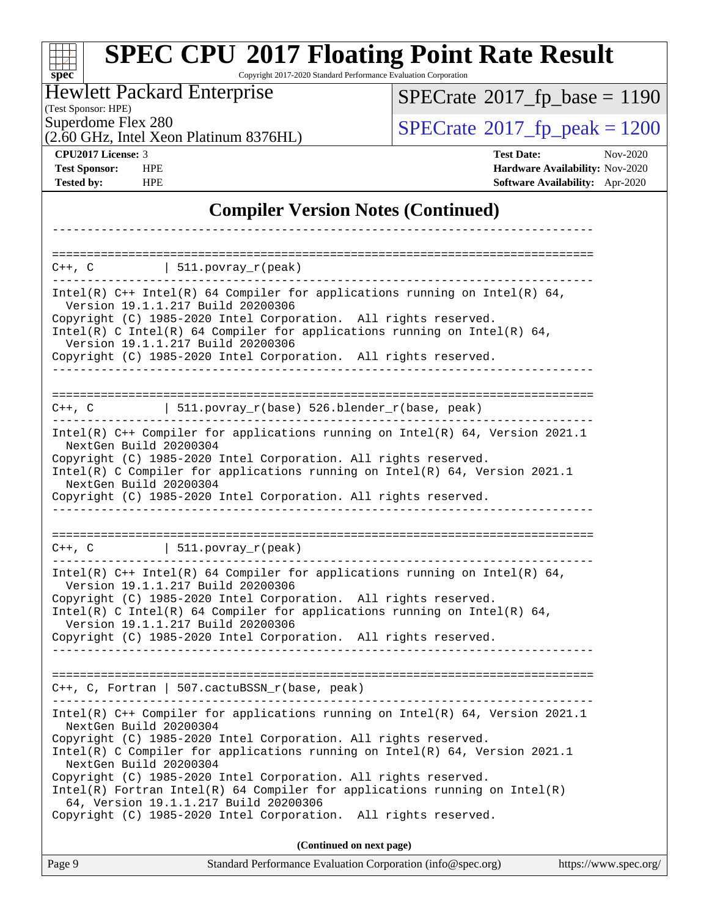# SPEC CPU 2017 Floating Point Rate Result

Copyright 2017-2020 Standard Performance Evaluation Corporation

**Hewlett Packard Enterprise**
(Test Sponsor: HPE)
Superdome Flex 280
(2.60 GHz, Intel Xeon Platinum 8376HL)

SPECrate 2017_fp_base = 1190
SPECrate 2017_fp_peak = 1200

**CPU2017 License:** 3
**Test Sponsor:** HPE
**Tested by:** HPE

**Test Date:** Nov-2020
**Hardware Availability:** Nov-2020
**Software Availability:** Apr-2020

## Compiler Version Notes (Continued)

```
------------------------------------------------------------------------------

==============================================================================
C++, C          | 511.povray_r(peak)
------------------------------------------------------------------------------
Intel(R) C++ Intel(R) 64 Compiler for applications running on Intel(R) 64,
  Version 19.1.1.217 Build 20200306
Copyright (C) 1985-2020 Intel Corporation.  All rights reserved.
Intel(R) C Intel(R) 64 Compiler for applications running on Intel(R) 64,
  Version 19.1.1.217 Build 20200306
Copyright (C) 1985-2020 Intel Corporation.  All rights reserved.
------------------------------------------------------------------------------

==============================================================================
C++, C          | 511.povray_r(base) 526.blender_r(base, peak)
------------------------------------------------------------------------------
Intel(R) C++ Compiler for applications running on Intel(R) 64, Version 2021.1
  NextGen Build 20200304
Copyright (C) 1985-2020 Intel Corporation. All rights reserved.
Intel(R) C Compiler for applications running on Intel(R) 64, Version 2021.1
  NextGen Build 20200304
Copyright (C) 1985-2020 Intel Corporation. All rights reserved.
------------------------------------------------------------------------------

==============================================================================
C++, C          | 511.povray_r(peak)
------------------------------------------------------------------------------
Intel(R) C++ Intel(R) 64 Compiler for applications running on Intel(R) 64,
  Version 19.1.1.217 Build 20200306
Copyright (C) 1985-2020 Intel Corporation.  All rights reserved.
Intel(R) C Intel(R) 64 Compiler for applications running on Intel(R) 64,
  Version 19.1.1.217 Build 20200306
Copyright (C) 1985-2020 Intel Corporation.  All rights reserved.
------------------------------------------------------------------------------

==============================================================================
C++, C, Fortran | 507.cactuBSSN_r(base, peak)
------------------------------------------------------------------------------
Intel(R) C++ Compiler for applications running on Intel(R) 64, Version 2021.1
  NextGen Build 20200304
Copyright (C) 1985-2020 Intel Corporation. All rights reserved.
Intel(R) C Compiler for applications running on Intel(R) 64, Version 2021.1
  NextGen Build 20200304
Copyright (C) 1985-2020 Intel Corporation. All rights reserved.
Intel(R) Fortran Intel(R) 64 Compiler for applications running on Intel(R)
  64, Version 19.1.1.217 Build 20200306
Copyright (C) 1985-2020 Intel Corporation.  All rights reserved.
```

**(Continued on next page)**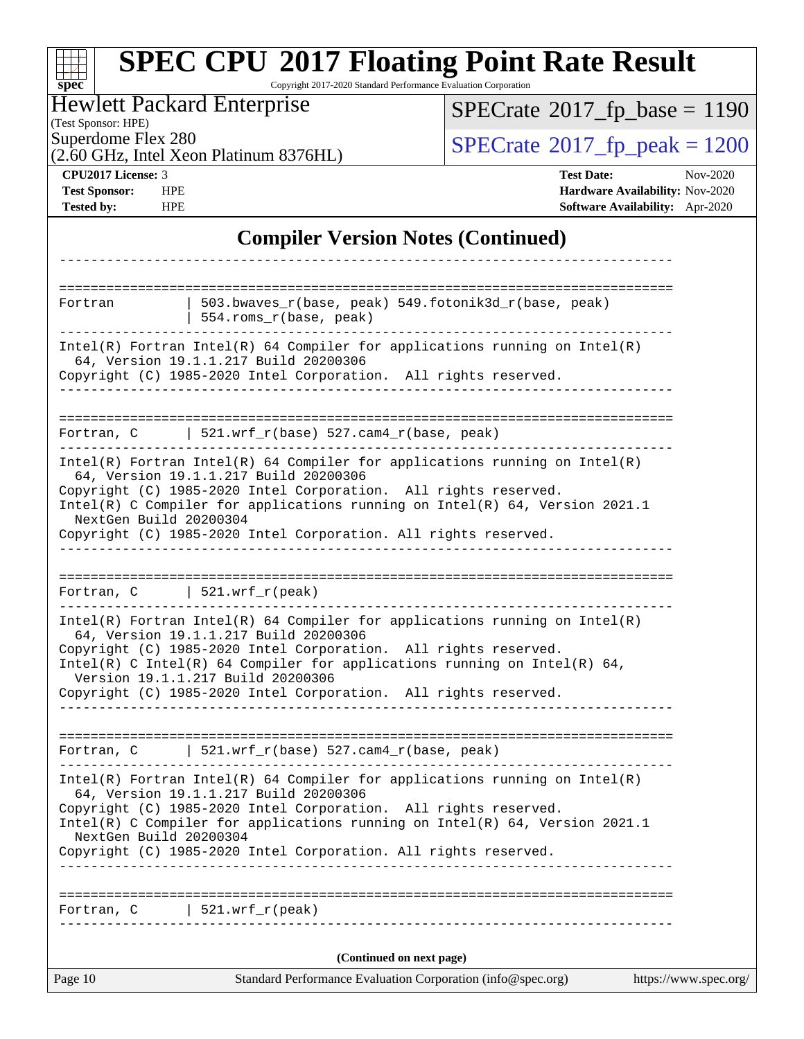## Compiler Version Notes (Continued)

```
------------------------------------------------------------------------------

==============================================================================
Fortran          | 503.bwaves_r(base, peak) 549.fotonik3d_r(base, peak)
                 | 554.roms_r(base, peak)
------------------------------------------------------------------------------
Intel(R) Fortran Intel(R) 64 Compiler for applications running on Intel(R)
  64, Version 19.1.1.217 Build 20200306
Copyright (C) 1985-2020 Intel Corporation.  All rights reserved.
------------------------------------------------------------------------------

==============================================================================
Fortran, C       | 521.wrf_r(base) 527.cam4_r(base, peak)
------------------------------------------------------------------------------
Intel(R) Fortran Intel(R) 64 Compiler for applications running on Intel(R)
  64, Version 19.1.1.217 Build 20200306
Copyright (C) 1985-2020 Intel Corporation.  All rights reserved.
Intel(R) C Compiler for applications running on Intel(R) 64, Version 2021.1
  NextGen Build 20200304
Copyright (C) 1985-2020 Intel Corporation. All rights reserved.
------------------------------------------------------------------------------

==============================================================================
Fortran, C       | 521.wrf_r(peak)
------------------------------------------------------------------------------
Intel(R) Fortran Intel(R) 64 Compiler for applications running on Intel(R)
  64, Version 19.1.1.217 Build 20200306
Copyright (C) 1985-2020 Intel Corporation.  All rights reserved.
Intel(R) C Intel(R) 64 Compiler for applications running on Intel(R) 64,
  Version 19.1.1.217 Build 20200306
Copyright (C) 1985-2020 Intel Corporation.  All rights reserved.
------------------------------------------------------------------------------

==============================================================================
Fortran, C       | 521.wrf_r(base) 527.cam4_r(base, peak)
------------------------------------------------------------------------------
Intel(R) Fortran Intel(R) 64 Compiler for applications running on Intel(R)
  64, Version 19.1.1.217 Build 20200306
Copyright (C) 1985-2020 Intel Corporation.  All rights reserved.
Intel(R) C Compiler for applications running on Intel(R) 64, Version 2021.1
  NextGen Build 20200304
Copyright (C) 1985-2020 Intel Corporation. All rights reserved.
------------------------------------------------------------------------------

==============================================================================
Fortran, C       | 521.wrf_r(peak)
------------------------------------------------------------------------------
```

**(Continued on next page)**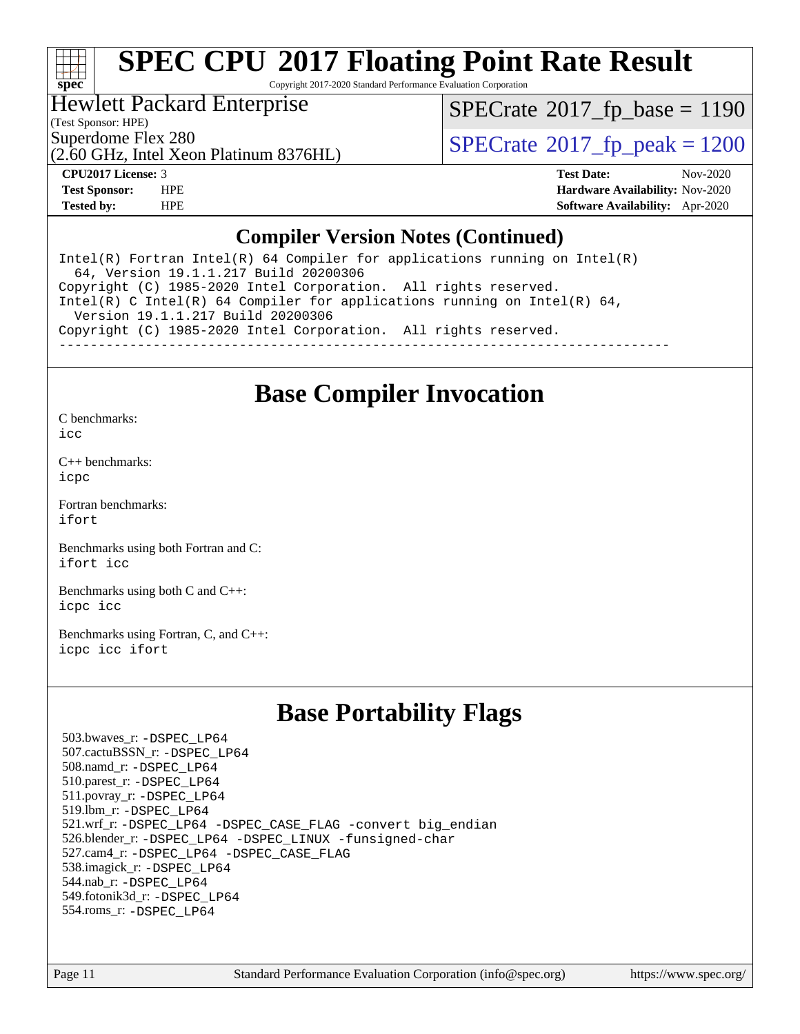# SPEC CPU 2017 Floating Point Rate Result

Copyright 2017-2020 Standard Performance Evaluation Corporation

Hewlett Packard Enterprise
(Test Sponsor: HPE)
Superdome Flex 280
(2.60 GHz, Intel Xeon Platinum 8376HL)

SPECrate 2017_fp_base = 1190
SPECrate 2017_fp_peak = 1200

**CPU2017 License:** 3
**Test Sponsor:** HPE
**Tested by:** HPE

**Test Date:** Nov-2020
**Hardware Availability:** Nov-2020
**Software Availability:** Apr-2020

## Compiler Version Notes (Continued)

```
Intel(R) Fortran Intel(R) 64 Compiler for applications running on Intel(R)
  64, Version 19.1.1.217 Build 20200306
Copyright (C) 1985-2020 Intel Corporation.  All rights reserved.
Intel(R) C Intel(R) 64 Compiler for applications running on Intel(R) 64,
  Version 19.1.1.217 Build 20200306
Copyright (C) 1985-2020 Intel Corporation.  All rights reserved.
------------------------------------------------------------------------------
```

## Base Compiler Invocation

C benchmarks:
icc

C++ benchmarks:
icpc

Fortran benchmarks:
ifort

Benchmarks using both Fortran and C:
ifort icc

Benchmarks using both C and C++:
icpc icc

Benchmarks using Fortran, C, and C++:
icpc icc ifort

## Base Portability Flags

503.bwaves_r: -DSPEC_LP64
507.cactuBSSN_r: -DSPEC_LP64
508.namd_r: -DSPEC_LP64
510.parest_r: -DSPEC_LP64
511.povray_r: -DSPEC_LP64
519.lbm_r: -DSPEC_LP64
521.wrf_r: -DSPEC_LP64 -DSPEC_CASE_FLAG -convert big_endian
526.blender_r: -DSPEC_LP64 -DSPEC_LINUX -funsigned-char
527.cam4_r: -DSPEC_LP64 -DSPEC_CASE_FLAG
538.imagick_r: -DSPEC_LP64
544.nab_r: -DSPEC_LP64
549.fotonik3d_r: -DSPEC_LP64
554.roms_r: -DSPEC_LP64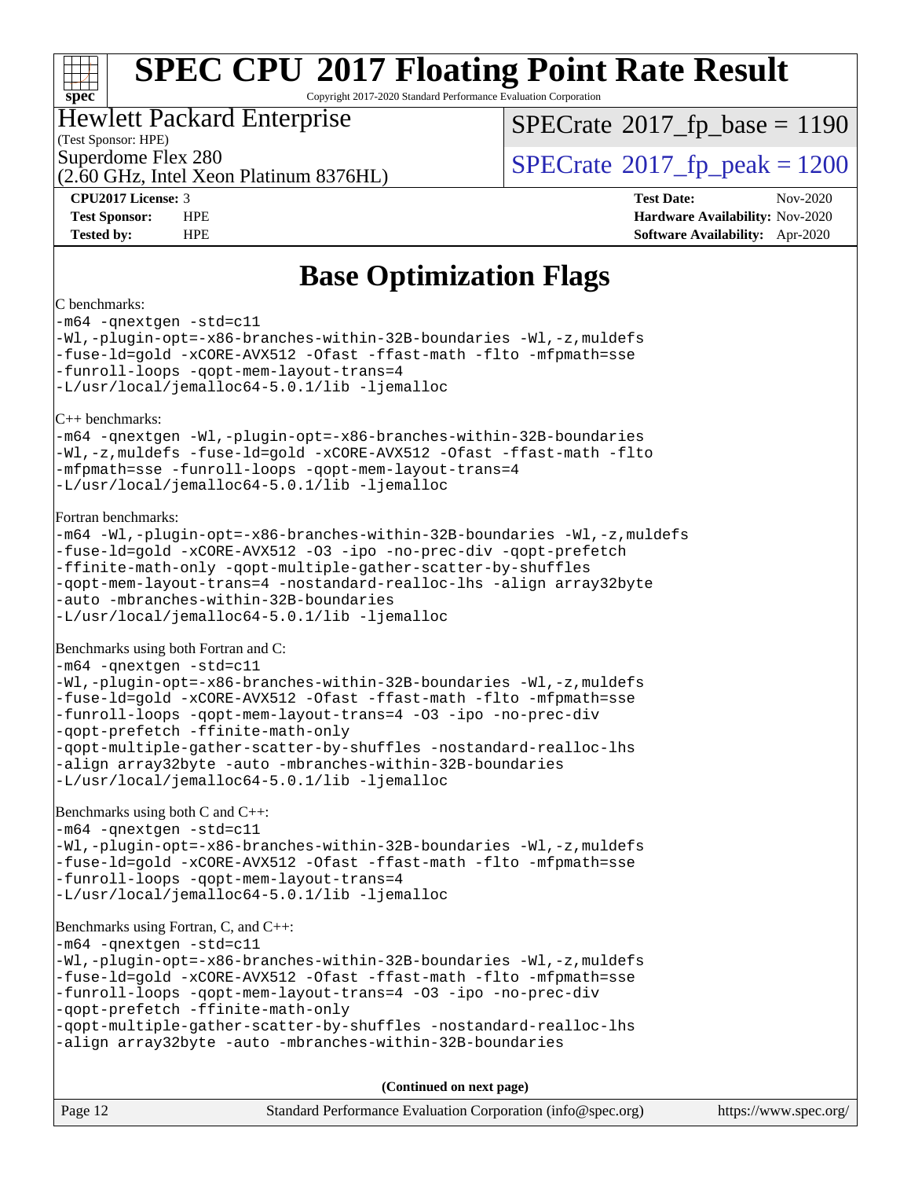# SPEC CPU 2017 Floating Point Rate Result

Copyright 2017-2020 Standard Performance Evaluation Corporation

**Hewlett Packard Enterprise**
(Test Sponsor: HPE)
Superdome Flex 280
(2.60 GHz, Intel Xeon Platinum 8376HL)

SPECrate 2017_fp_base = 1190
SPECrate 2017_fp_peak = 1200

| | | | |
|---|---|---|---|
| **CPU2017 License:** | 3 | **Test Date:** | Nov-2020 |
| **Test Sponsor:** | HPE | **Hardware Availability:** | Nov-2020 |
| **Tested by:** | HPE | **Software Availability:** | Apr-2020 |

## Base Optimization Flags

C benchmarks:

```
-m64 -qnextgen -std=c11
-Wl,-plugin-opt=-x86-branches-within-32B-boundaries -Wl,-z,muldefs
-fuse-ld=gold -xCORE-AVX512 -Ofast -ffast-math -flto -mfpmath=sse
-funroll-loops -qopt-mem-layout-trans=4
-L/usr/local/jemalloc64-5.0.1/lib -ljemalloc
```

C++ benchmarks:

```
-m64 -qnextgen -Wl,-plugin-opt=-x86-branches-within-32B-boundaries
-Wl,-z,muldefs -fuse-ld=gold -xCORE-AVX512 -Ofast -ffast-math -flto
-mfpmath=sse -funroll-loops -qopt-mem-layout-trans=4
-L/usr/local/jemalloc64-5.0.1/lib -ljemalloc
```

Fortran benchmarks:

```
-m64 -Wl,-plugin-opt=-x86-branches-within-32B-boundaries -Wl,-z,muldefs
-fuse-ld=gold -xCORE-AVX512 -O3 -ipo -no-prec-div -qopt-prefetch
-ffinite-math-only -qopt-multiple-gather-scatter-by-shuffles
-qopt-mem-layout-trans=4 -nostandard-realloc-lhs -align array32byte
-auto -mbranches-within-32B-boundaries
-L/usr/local/jemalloc64-5.0.1/lib -ljemalloc
```

Benchmarks using both Fortran and C:

```
-m64 -qnextgen -std=c11
-Wl,-plugin-opt=-x86-branches-within-32B-boundaries -Wl,-z,muldefs
-fuse-ld=gold -xCORE-AVX512 -Ofast -ffast-math -flto -mfpmath=sse
-funroll-loops -qopt-mem-layout-trans=4 -O3 -ipo -no-prec-div
-qopt-prefetch -ffinite-math-only
-qopt-multiple-gather-scatter-by-shuffles -nostandard-realloc-lhs
-align array32byte -auto -mbranches-within-32B-boundaries
-L/usr/local/jemalloc64-5.0.1/lib -ljemalloc
```

Benchmarks using both C and C++:

```
-m64 -qnextgen -std=c11
-Wl,-plugin-opt=-x86-branches-within-32B-boundaries -Wl,-z,muldefs
-fuse-ld=gold -xCORE-AVX512 -Ofast -ffast-math -flto -mfpmath=sse
-funroll-loops -qopt-mem-layout-trans=4
-L/usr/local/jemalloc64-5.0.1/lib -ljemalloc
```

Benchmarks using Fortran, C, and C++:

```
-m64 -qnextgen -std=c11
-Wl,-plugin-opt=-x86-branches-within-32B-boundaries -Wl,-z,muldefs
-fuse-ld=gold -xCORE-AVX512 -Ofast -ffast-math -flto -mfpmath=sse
-funroll-loops -qopt-mem-layout-trans=4 -O3 -ipo -no-prec-div
-qopt-prefetch -ffinite-math-only
-qopt-multiple-gather-scatter-by-shuffles -nostandard-realloc-lhs
-align array32byte -auto -mbranches-within-32B-boundaries
```

**(Continued on next page)**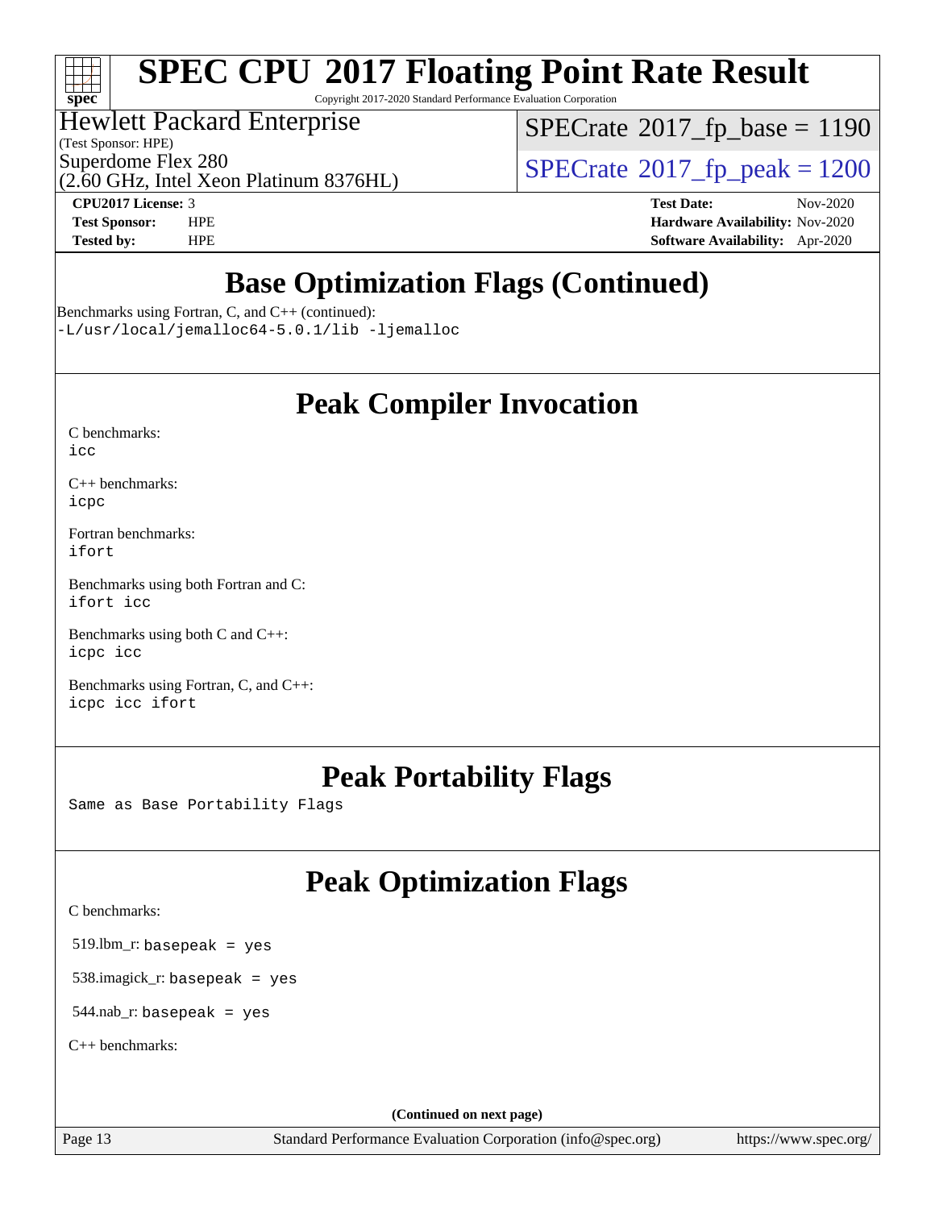# SPEC CPU 2017 Floating Point Rate Result

Copyright 2017-2020 Standard Performance Evaluation Corporation

Hewlett Packard Enterprise
(Test Sponsor: HPE)
Superdome Flex 280
(2.60 GHz, Intel Xeon Platinum 8376HL)

SPECrate 2017_fp_base = 1190

SPECrate 2017_fp_peak = 1200

**CPU2017 License:** 3
**Test Sponsor:** HPE
**Tested by:** HPE

**Test Date:** Nov-2020
**Hardware Availability:** Nov-2020
**Software Availability:** Apr-2020

## Base Optimization Flags (Continued)

Benchmarks using Fortran, C, and C++ (continued):
`-L/usr/local/jemalloc64-5.0.1/lib -ljemalloc`

## Peak Compiler Invocation

C benchmarks:
`icc`

C++ benchmarks:
`icpc`

Fortran benchmarks:
`ifort`

Benchmarks using both Fortran and C:
`ifort icc`

Benchmarks using both C and C++:
`icpc icc`

Benchmarks using Fortran, C, and C++:
`icpc icc ifort`

## Peak Portability Flags

Same as Base Portability Flags

## Peak Optimization Flags

C benchmarks:

519.lbm_r: `basepeak = yes`

538.imagick_r: `basepeak = yes`

544.nab_r: `basepeak = yes`

C++ benchmarks:

(Continued on next page)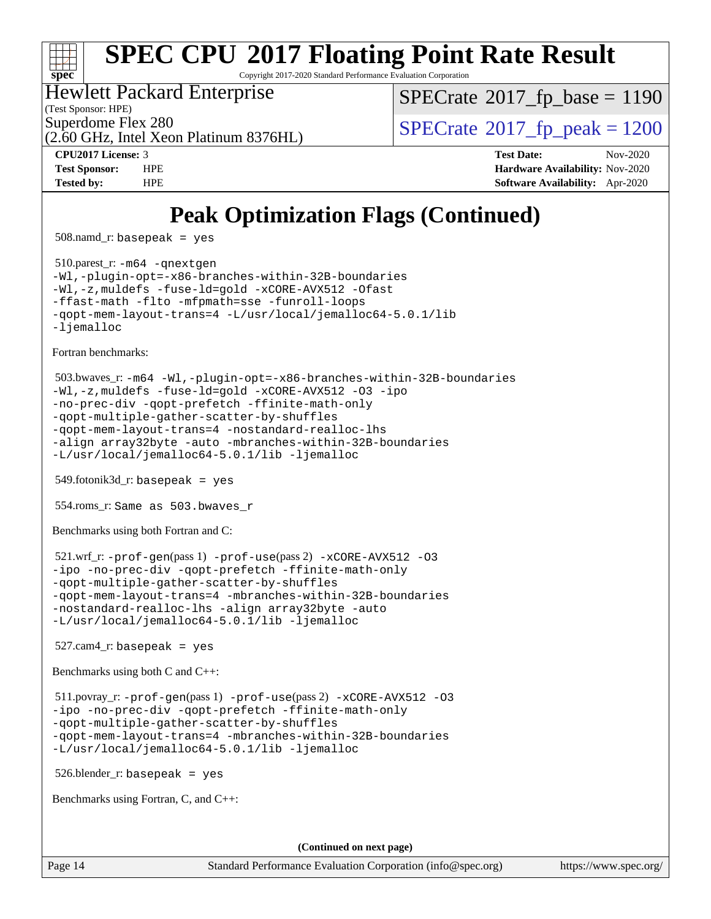# Peak Optimization Flags (Continued)

508.namd_r: `basepeak = yes`

510.parest_r: `-m64 -qnextgen -Wl,-plugin-opt=-x86-branches-within-32B-boundaries -Wl,-z,muldefs -fuse-ld=gold -xCORE-AVX512 -Ofast -ffast-math -flto -mfpmath=sse -funroll-loops -qopt-mem-layout-trans=4 -L/usr/local/jemalloc64-5.0.1/lib -ljemalloc`

Fortran benchmarks:

503.bwaves_r: `-m64 -Wl,-plugin-opt=-x86-branches-within-32B-boundaries -Wl,-z,muldefs -fuse-ld=gold -xCORE-AVX512 -O3 -ipo -no-prec-div -qopt-prefetch -ffinite-math-only -qopt-multiple-gather-scatter-by-shuffles -qopt-mem-layout-trans=4 -nostandard-realloc-lhs -align array32byte -auto -mbranches-within-32B-boundaries -L/usr/local/jemalloc64-5.0.1/lib -ljemalloc`

549.fotonik3d_r: `basepeak = yes`

554.roms_r: `Same as 503.bwaves_r`

Benchmarks using both Fortran and C:

521.wrf_r: `-prof-gen`(pass 1) `-prof-use`(pass 2) `-xCORE-AVX512 -O3 -ipo -no-prec-div -qopt-prefetch -ffinite-math-only -qopt-multiple-gather-scatter-by-shuffles -qopt-mem-layout-trans=4 -mbranches-within-32B-boundaries -nostandard-realloc-lhs -align array32byte -auto -L/usr/local/jemalloc64-5.0.1/lib -ljemalloc`

527.cam4_r: `basepeak = yes`

Benchmarks using both C and C++:

511.povray_r: `-prof-gen`(pass 1) `-prof-use`(pass 2) `-xCORE-AVX512 -O3 -ipo -no-prec-div -qopt-prefetch -ffinite-math-only -qopt-multiple-gather-scatter-by-shuffles -qopt-mem-layout-trans=4 -mbranches-within-32B-boundaries -L/usr/local/jemalloc64-5.0.1/lib -ljemalloc`

526.blender_r: `basepeak = yes`

Benchmarks using Fortran, C, and C++:

**(Continued on next page)**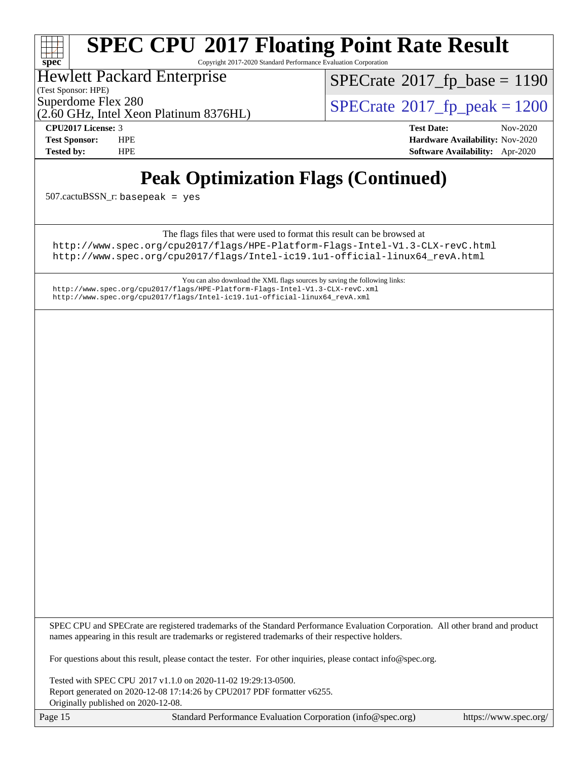# Peak Optimization Flags (Continued)

507.cactuBSSN_r: basepeak = yes

The flags files that were used to format this result can be browsed at
http://www.spec.org/cpu2017/flags/HPE-Platform-Flags-Intel-V1.3-CLX-revC.html
http://www.spec.org/cpu2017/flags/Intel-ic19.1u1-official-linux64_revA.html

You can also download the XML flags sources by saving the following links:
http://www.spec.org/cpu2017/flags/HPE-Platform-Flags-Intel-V1.3-CLX-revC.xml
http://www.spec.org/cpu2017/flags/Intel-ic19.1u1-official-linux64_revA.xml

SPEC CPU and SPECrate are registered trademarks of the Standard Performance Evaluation Corporation. All other brand and product names appearing in this result are trademarks or registered trademarks of their respective holders.

For questions about this result, please contact the tester. For other inquiries, please contact info@spec.org.

Tested with SPEC CPU 2017 v1.1.0 on 2020-11-02 19:29:13-0500.
Report generated on 2020-12-08 17:14:26 by CPU2017 PDF formatter v6255.
Originally published on 2020-12-08.